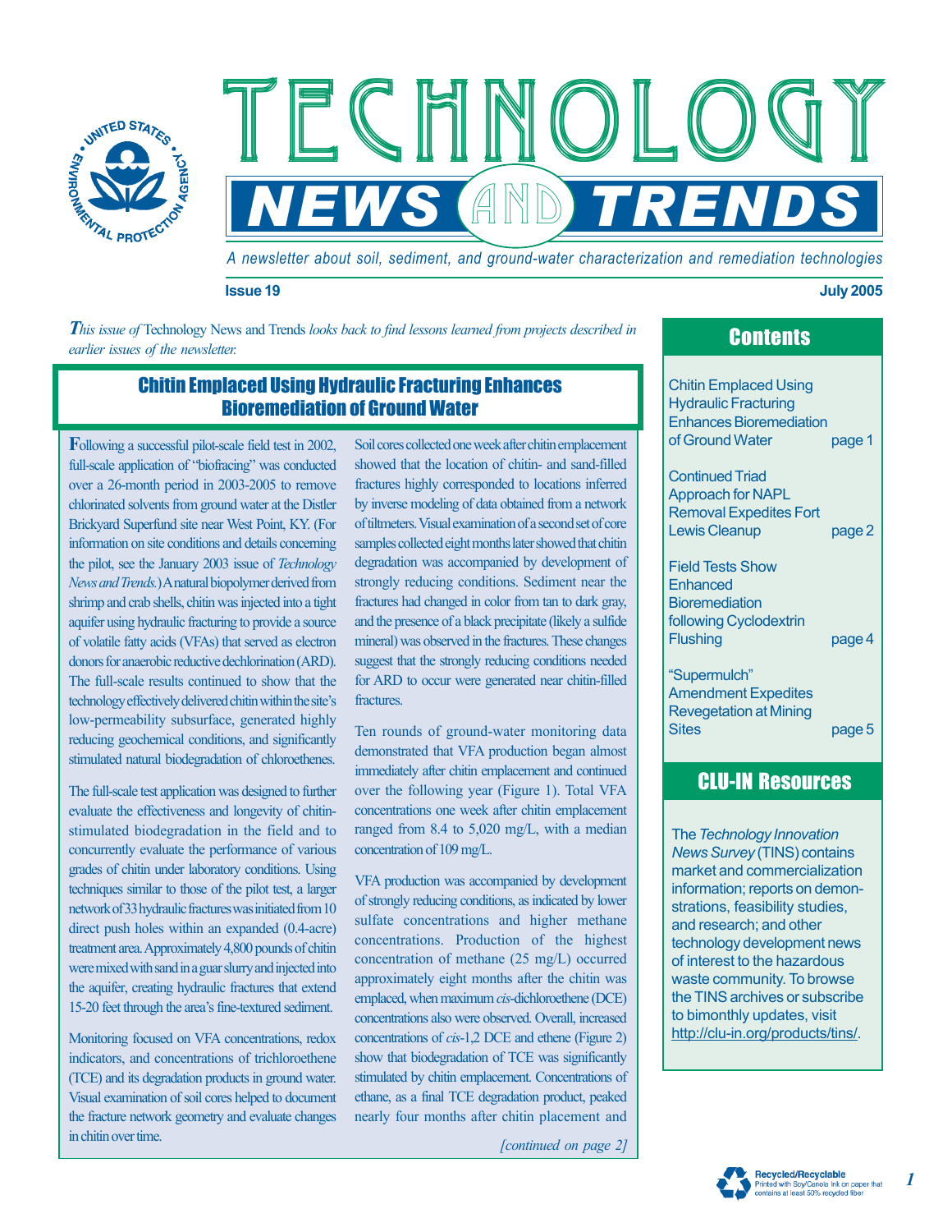# Technology News and Trends

*A newsletter about soil, sediment, and ground-water characterization and remediation technologies*

**Issue 19** **July 2005**

***This issue of*** Technology News and Trends *looks back to find lessons learned from projects described in earlier issues of the newsletter.*

## Chitin Emplaced Using Hydraulic Fracturing Enhances Bioremediation of Ground Water

Following a successful pilot-scale field test in 2002, full-scale application of "biofracing" was conducted over a 26-month period in 2003-2005 to remove chlorinated solvents from ground water at the Distler Brickyard Superfund site near West Point, KY. (For information on site conditions and details concerning the pilot, see the January 2003 issue of *Technology News and Trends.*) A natural biopolymer derived from shrimp and crab shells, chitin was injected into a tight aquifer using hydraulic fracturing to provide a source of volatile fatty acids (VFAs) that served as electron donors for anaerobic reductive dechlorination (ARD). The full-scale results continued to show that the technology effectively delivered chitin within the site's low-permeability subsurface, generated highly reducing geochemical conditions, and significantly stimulated natural biodegradation of chloroethenes.

The full-scale test application was designed to further evaluate the effectiveness and longevity of chitin-stimulated biodegradation in the field and to concurrently evaluate the performance of various grades of chitin under laboratory conditions. Using techniques similar to those of the pilot test, a larger network of 33 hydraulic fractures was initiated from 10 direct push holes within an expanded (0.4-acre) treatment area. Approximately 4,800 pounds of chitin were mixed with sand in a guar slurry and injected into the aquifer, creating hydraulic fractures that extend 15-20 feet through the area's fine-textured sediment.

Monitoring focused on VFA concentrations, redox indicators, and concentrations of trichloroethene (TCE) and its degradation products in ground water. Visual examination of soil cores helped to document the fracture network geometry and evaluate changes in chitin over time.

Soil cores collected one week after chitin emplacement showed that the location of chitin- and sand-filled fractures highly corresponded to locations inferred by inverse modeling of data obtained from a network of tiltmeters. Visual examination of a second set of core samples collected eight months later showed that chitin degradation was accompanied by development of strongly reducing conditions. Sediment near the fractures had changed in color from tan to dark gray, and the presence of a black precipitate (likely a sulfide mineral) was observed in the fractures. These changes suggest that the strongly reducing conditions needed for ARD to occur were generated near chitin-filled fractures.

Ten rounds of ground-water monitoring data demonstrated that VFA production began almost immediately after chitin emplacement and continued over the following year (Figure 1). Total VFA concentrations one week after chitin emplacement ranged from 8.4 to 5,020 mg/L, with a median concentration of 109 mg/L.

VFA production was accompanied by development of strongly reducing conditions, as indicated by lower sulfate concentrations and higher methane concentrations. Production of the highest concentration of methane (25 mg/L) occurred approximately eight months after the chitin was emplaced, when maximum *cis*-dichloroethene (DCE) concentrations also were observed. Overall, increased concentrations of *cis*-1,2 DCE and ethene (Figure 2) show that biodegradation of TCE was significantly stimulated by chitin emplacement. Concentrations of ethane, as a final TCE degradation product, peaked nearly four months after chitin placement and

*[continued on page 2]*

## Contents

- Chitin Emplaced Using Hydraulic Fracturing Enhances Bioremediation of Ground Water — page 1
- Continued Triad Approach for NAPL Removal Expedites Fort Lewis Cleanup — page 2
- Field Tests Show Enhanced Bioremediation following Cyclodextrin Flushing — page 4
- "Supermulch" Amendment Expedites Revegetation at Mining Sites — page 5

## CLU-IN Resources

The *Technology Innovation News Survey* (TINS) contains market and commercialization information; reports on demonstrations, feasibility studies, and research; and other technology development news of interest to the hazardous waste community. To browse the TINS archives or subscribe to bimonthly updates, visit http://clu-in.org/products/tins/.

Recycled/Recyclable
Printed with Soy/Canola Ink on paper that contains at least 50% recycled fiber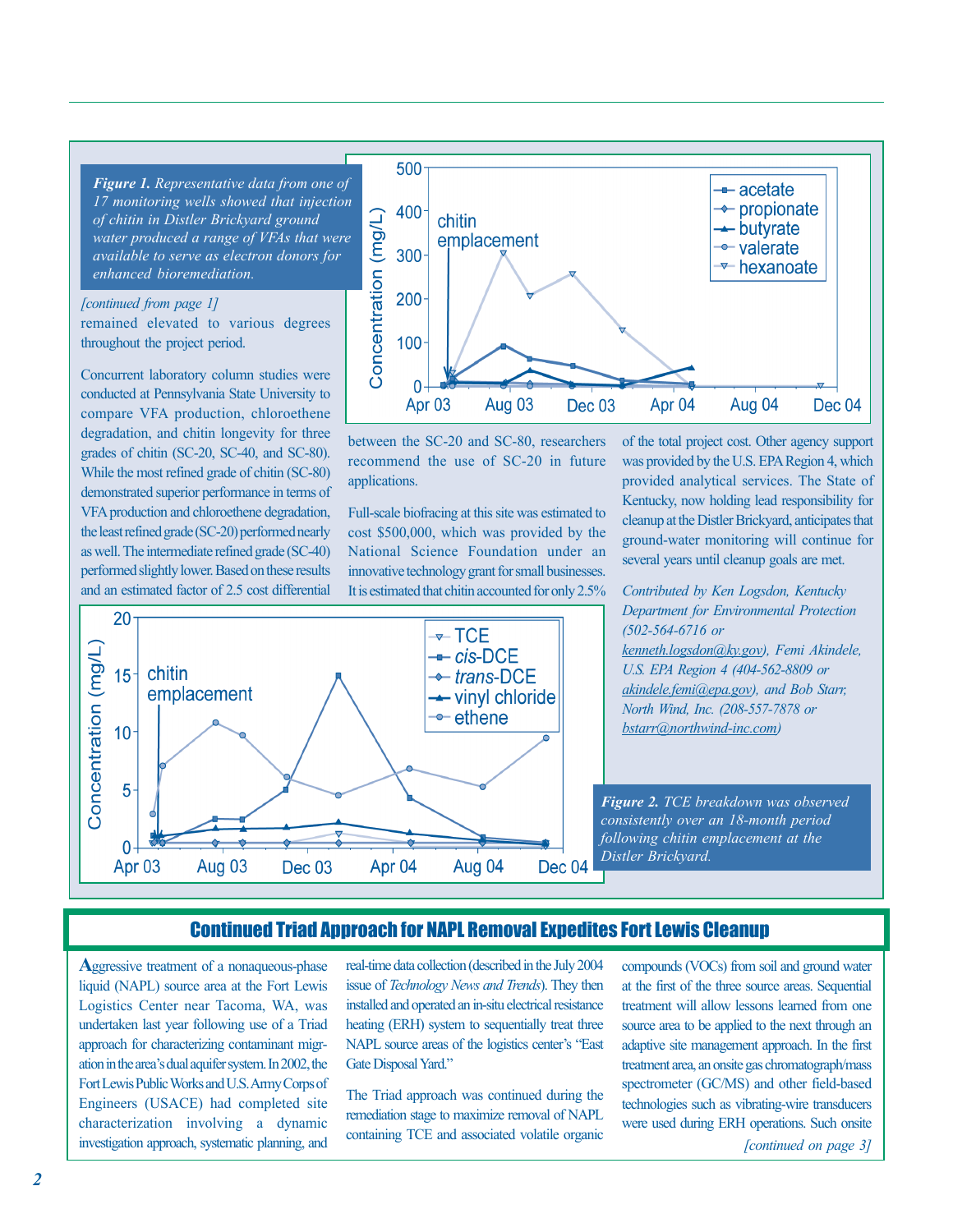***Figure 1.** Representative data from one of 17 monitoring wells showed that injection of chitin in Distler Brickyard ground water produced a range of VFAs that were available to serve as electron donors for enhanced bioremediation.*

*[continued from page 1]*
remained elevated to various degrees throughout the project period.

Concurrent laboratory column studies were conducted at Pennsylvania State University to compare VFA production, chloroethene degradation, and chitin longevity for three grades of chitin (SC-20, SC-40, and SC-80). While the most refined grade of chitin (SC-80) demonstrated superior performance in terms of VFA production and chloroethene degradation, the least refined grade (SC-20) performed nearly as well. The intermediate refined grade (SC-40) performed slightly lower. Based on these results and an estimated factor of 2.5 cost differential between the SC-20 and SC-80, researchers recommend the use of SC-20 in future applications.

Full-scale biofracing at this site was estimated to cost $500,000, which was provided by the National Science Foundation under an innovative technology grant for small businesses. It is estimated that chitin accounted for only 2.5% of the total project cost. Other agency support was provided by the U.S. EPA Region 4, which provided analytical services. The State of Kentucky, now holding lead responsibility for cleanup at the Distler Brickyard, anticipates that ground-water monitoring will continue for several years until cleanup goals are met.

*Contributed by Ken Logsdon, Kentucky Department for Environmental Protection (502-564-6716 or kenneth.logsdon@ky.gov), Femi Akindele, U.S. EPA Region 4 (404-562-8809 or akindele.femi@epa.gov), and Bob Starr, North Wind, Inc. (208-557-7878 or bstarr@northwind-inc.com)*

***Figure 2.** TCE breakdown was observed consistently over an 18-month period following chitin emplacement at the Distler Brickyard.*

## Continued Triad Approach for NAPL Removal Expedites Fort Lewis Cleanup

Aggressive treatment of a nonaqueous-phase liquid (NAPL) source area at the Fort Lewis Logistics Center near Tacoma, WA, was undertaken last year following use of a Triad approach for characterizing contaminant migration in the area's dual aquifer system. In 2002, the Fort Lewis Public Works and U.S. Army Corps of Engineers (USACE) had completed site characterization involving a dynamic investigation approach, systematic planning, and real-time data collection (described in the July 2004 issue of *Technology News and Trends*). They then installed and operated an in-situ electrical resistance heating (ERH) system to sequentially treat three NAPL source areas of the logistics center's "East Gate Disposal Yard."

The Triad approach was continued during the remediation stage to maximize removal of NAPL containing TCE and associated volatile organic compounds (VOCs) from soil and ground water at the first of the three source areas. Sequential treatment will allow lessons learned from one source area to be applied to the next through an adaptive site management approach. In the first treatment area, an onsite gas chromatograph/mass spectrometer (GC/MS) and other field-based technologies such as vibrating-wire transducers were used during ERH operations. Such onsite

*[continued on page 3]*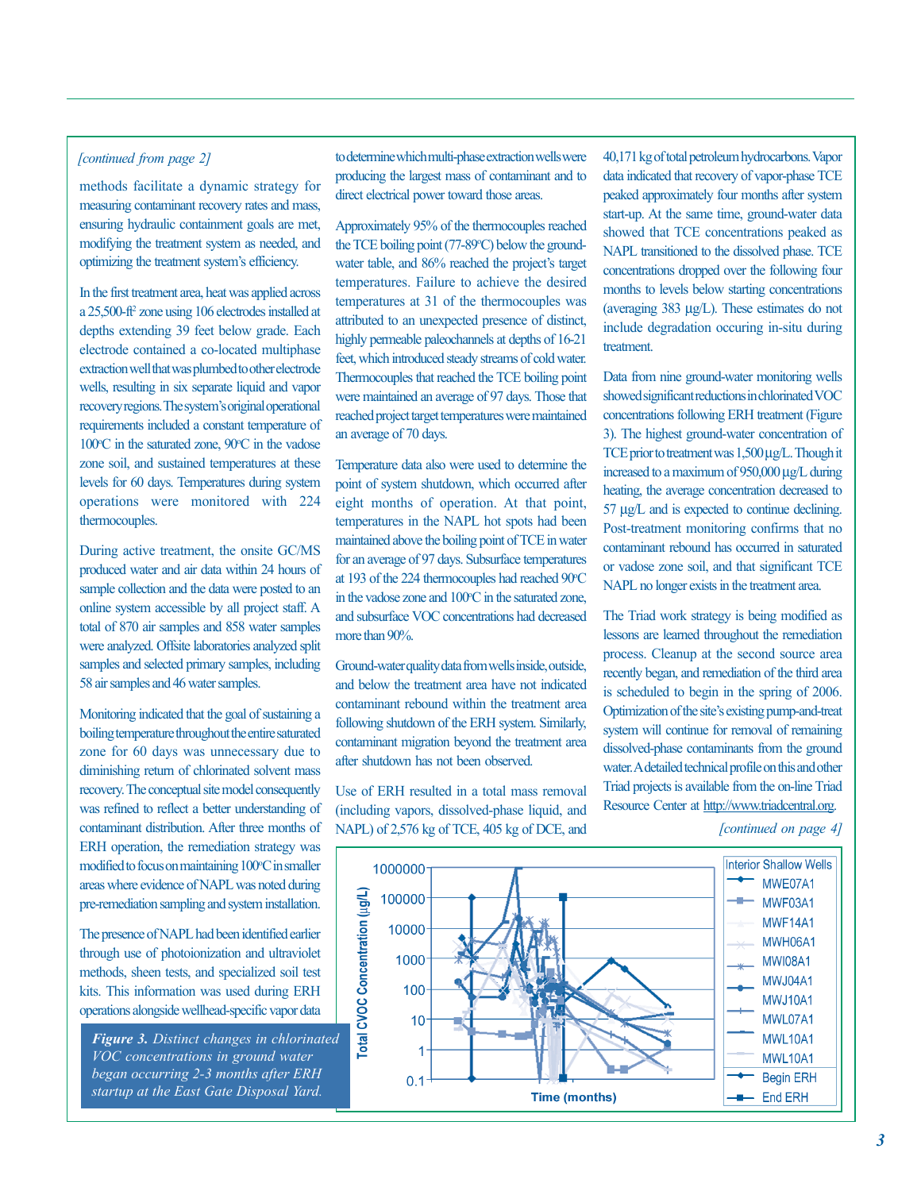*[continued from page 2]*

methods facilitate a dynamic strategy for measuring contaminant recovery rates and mass, ensuring hydraulic containment goals are met, modifying the treatment system as needed, and optimizing the treatment system's efficiency.

In the first treatment area, heat was applied across a 25,500-ft$^2$ zone using 106 electrodes installed at depths extending 39 feet below grade. Each electrode contained a co-located multiphase extraction well that was plumbed to other electrode wells, resulting in six separate liquid and vapor recovery regions. The system's original operational requirements included a constant temperature of 100°C in the saturated zone, 90°C in the vadose zone soil, and sustained temperatures at these levels for 60 days. Temperatures during system operations were monitored with 224 thermocouples.

During active treatment, the onsite GC/MS produced water and air data within 24 hours of sample collection and the data were posted to an online system accessible by all project staff. A total of 870 air samples and 858 water samples were analyzed. Offsite laboratories analyzed split samples and selected primary samples, including 58 air samples and 46 water samples.

Monitoring indicated that the goal of sustaining a boiling temperature throughout the entire saturated zone for 60 days was unnecessary due to diminishing return of chlorinated solvent mass recovery. The conceptual site model consequently was refined to reflect a better understanding of contaminant distribution. After three months of ERH operation, the remediation strategy was modified to focus on maintaining 100°C in smaller areas where evidence of NAPL was noted during pre-remediation sampling and system installation.

The presence of NAPL had been identified earlier through use of photoionization and ultraviolet methods, sheen tests, and specialized soil test kits. This information was used during ERH operations alongside wellhead-specific vapor data to determine which multi-phase extraction wells were producing the largest mass of contaminant and to direct electrical power toward those areas.

Approximately 95% of the thermocouples reached the TCE boiling point (77-89°C) below the ground-water table, and 86% reached the project's target temperatures. Failure to achieve the desired temperatures at 31 of the thermocouples was attributed to an unexpected presence of distinct, highly permeable paleochannels at depths of 16-21 feet, which introduced steady streams of cold water. Thermocouples that reached the TCE boiling point were maintained an average of 97 days. Those that reached project target temperatures were maintained an average of 70 days.

Temperature data also were used to determine the point of system shutdown, which occurred after eight months of operation. At that point, temperatures in the NAPL hot spots had been maintained above the boiling point of TCE in water for an average of 97 days. Subsurface temperatures at 193 of the 224 thermocouples had reached 90°C in the vadose zone and 100°C in the saturated zone, and subsurface VOC concentrations had decreased more than 90%.

Ground-water quality data from wells inside, outside, and below the treatment area have not indicated contaminant rebound within the treatment area following shutdown of the ERH system. Similarly, contaminant migration beyond the treatment area after shutdown has not been observed.

Use of ERH resulted in a total mass removal (including vapors, dissolved-phase liquid, and NAPL) of 2,576 kg of TCE, 405 kg of DCE, and 40,171 kg of total petroleum hydrocarbons. Vapor data indicated that recovery of vapor-phase TCE peaked approximately four months after system start-up. At the same time, ground-water data showed that TCE concentrations peaked as NAPL transitioned to the dissolved phase. TCE concentrations dropped over the following four months to levels below starting concentrations (averaging 383 µg/L). These estimates do not include degradation occuring in-situ during treatment.

Data from nine ground-water monitoring wells showed significant reductions in chlorinated VOC concentrations following ERH treatment (Figure 3). The highest ground-water concentration of TCE prior to treatment was 1,500 µg/L. Though it increased to a maximum of 950,000 µg/L during heating, the average concentration decreased to 57 µg/L and is expected to continue declining. Post-treatment monitoring confirms that no contaminant rebound has occurred in saturated or vadose zone soil, and that significant TCE NAPL no longer exists in the treatment area.

The Triad work strategy is being modified as lessons are learned throughout the remediation process. Cleanup at the second source area recently began, and remediation of the third area is scheduled to begin in the spring of 2006. Optimization of the site's existing pump-and-treat system will continue for removal of remaining dissolved-phase contaminants from the ground water. A detailed technical profile on this and other Triad projects is available from the on-line Triad Resource Center at http://www.triadcentral.org.

*[continued on page 4]*

***Figure 3.*** *Distinct changes in chlorinated VOC concentrations in ground water began occurring 2-3 months after ERH startup at the East Gate Disposal Yard.*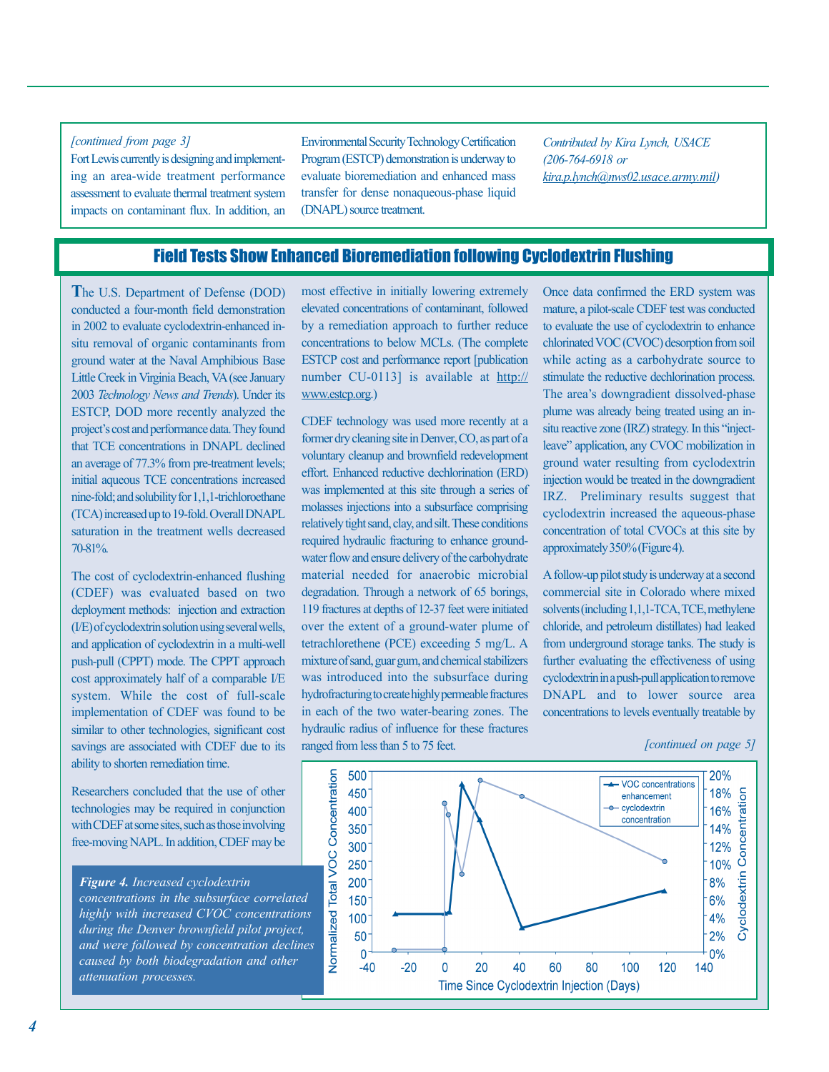*[continued from page 3]*

Fort Lewis currently is designing and implementing an area-wide treatment performance assessment to evaluate thermal treatment system impacts on contaminant flux. In addition, an Environmental Security Technology Certification Program (ESTCP) demonstration is underway to evaluate bioremediation and enhanced mass transfer for dense nonaqueous-phase liquid (DNAPL) source treatment.

*Contributed by Kira Lynch, USACE (206-764-6918 or kira.p.lynch@nws02.usace.army.mil)*

## Field Tests Show Enhanced Bioremediation following Cyclodextrin Flushing

The U.S. Department of Defense (DOD) conducted a four-month field demonstration in 2002 to evaluate cyclodextrin-enhanced in-situ removal of organic contaminants from ground water at the Naval Amphibious Base Little Creek in Virginia Beach, VA (see January 2003 *Technology News and Trends*). Under its ESTCP, DOD more recently analyzed the project's cost and performance data. They found that TCE concentrations in DNAPL declined an average of 77.3% from pre-treatment levels; initial aqueous TCE concentrations increased nine-fold; and solubility for 1,1,1-trichloroethane (TCA) increased up to 19-fold. Overall DNAPL saturation in the treatment wells decreased 70-81%.

The cost of cyclodextrin-enhanced flushing (CDEF) was evaluated based on two deployment methods: injection and extraction (I/E) of cyclodextrin solution using several wells, and application of cyclodextrin in a multi-well push-pull (CPPT) mode. The CPPT approach cost approximately half of a comparable I/E system. While the cost of full-scale implementation of CDEF was found to be similar to other technologies, significant cost savings are associated with CDEF due to its ability to shorten remediation time.

Researchers concluded that the use of other technologies may be required in conjunction with CDEF at some sites, such as those involving free-moving NAPL. In addition, CDEF may be most effective in initially lowering extremely elevated concentrations of contaminant, followed by a remediation approach to further reduce concentrations to below MCLs. (The complete ESTCP cost and performance report [publication number CU-0113] is available at http://www.estcp.org.)

CDEF technology was used more recently at a former dry cleaning site in Denver, CO, as part of a voluntary cleanup and brownfield redevelopment effort. Enhanced reductive dechlorination (ERD) was implemented at this site through a series of molasses injections into a subsurface comprising relatively tight sand, clay, and silt. These conditions required hydraulic fracturing to enhance groundwater flow and ensure delivery of the carbohydrate material needed for anaerobic microbial degradation. Through a network of 65 borings, 119 fractures at depths of 12-37 feet were initiated over the extent of a ground-water plume of tetrachlorethene (PCE) exceeding 5 mg/L. A mixture of sand, guar gum, and chemical stabilizers was introduced into the subsurface during hydrofracturing to create highly permeable fractures in each of the two water-bearing zones. The hydraulic radius of influence for these fractures ranged from less than 5 to 75 feet.

Once data confirmed the ERD system was mature, a pilot-scale CDEF test was conducted to evaluate the use of cyclodextrin to enhance chlorinated VOC (CVOC) desorption from soil while acting as a carbohydrate source to stimulate the reductive dechlorination process. The area's downgradient dissolved-phase plume was already being treated using an in-situ reactive zone (IRZ) strategy. In this "inject-leave" application, any CVOC mobilization in ground water resulting from cyclodextrin injection would be treated in the downgradient IRZ. Preliminary results suggest that cyclodextrin increased the aqueous-phase concentration of total CVOCs at this site by approximately 350% (Figure 4).

A follow-up pilot study is underway at a second commercial site in Colorado where mixed solvents (including 1,1,1-TCA, TCE, methylene chloride, and petroleum distillates) had leaked from underground storage tanks. The study is further evaluating the effectiveness of using cyclodextrin in a push-pull application to remove DNAPL and to lower source area concentrations to levels eventually treatable by

*[continued on page 5]*

***Figure 4.*** *Increased cyclodextrin concentrations in the subsurface correlated highly with increased CVOC concentrations during the Denver brownfield pilot project, and were followed by concentration declines caused by both biodegradation and other attenuation processes.*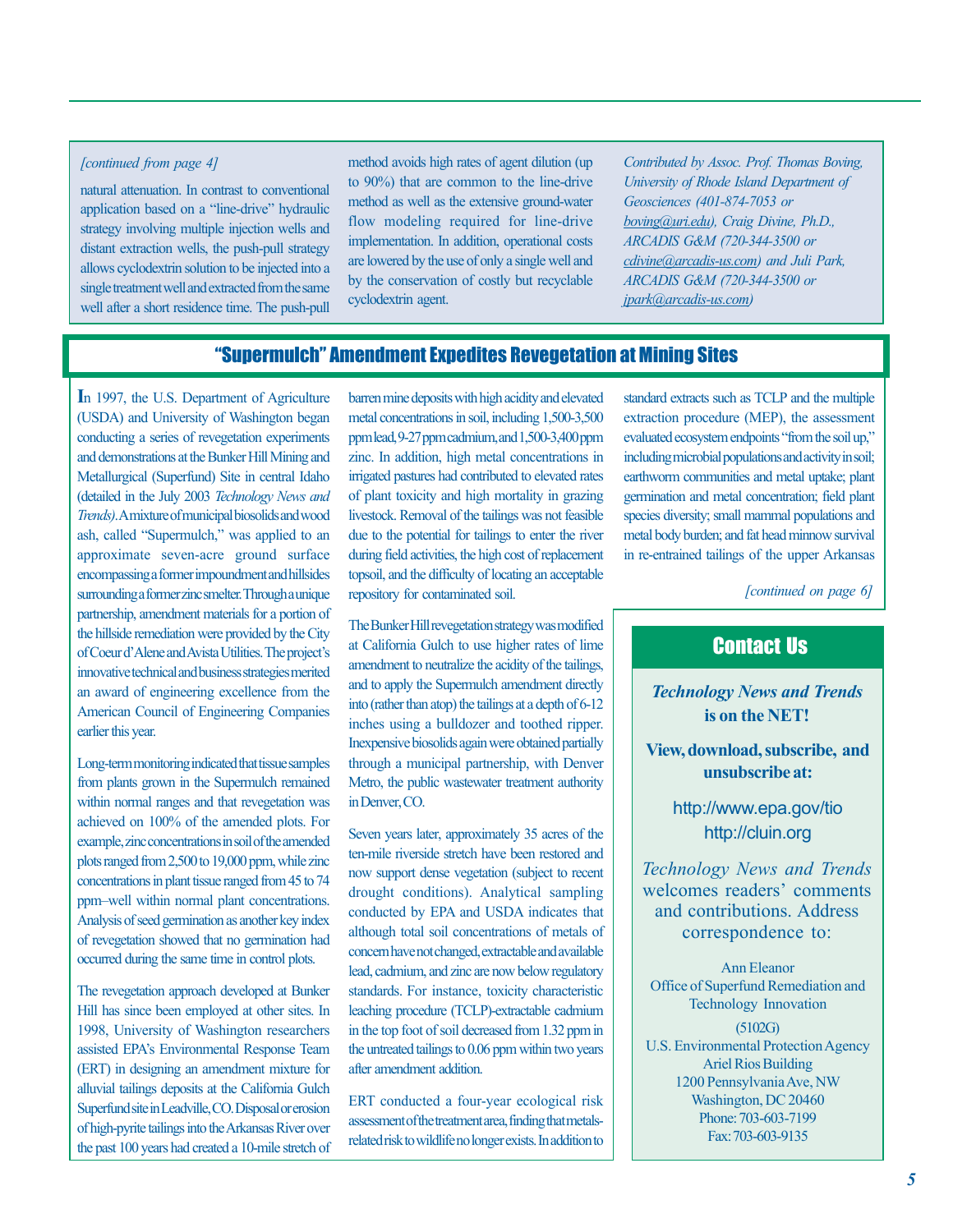*[continued from page 4]*

natural attenuation. In contrast to conventional application based on a "line-drive" hydraulic strategy involving multiple injection wells and distant extraction wells, the push-pull strategy allows cyclodextrin solution to be injected into a single treatment well and extracted from the same well after a short residence time. The push-pull method avoids high rates of agent dilution (up to 90%) that are common to the line-drive method as well as the extensive ground-water flow modeling required for line-drive implementation. In addition, operational costs are lowered by the use of only a single well and by the conservation of costly but recyclable cyclodextrin agent.

*Contributed by Assoc. Prof. Thomas Boving, University of Rhode Island Department of Geosciences (401-874-7053 or boving@uri.edu), Craig Divine, Ph.D., ARCADIS G&M (720-344-3500 or cdivine@arcadis-us.com) and Juli Park, ARCADIS G&M (720-344-3500 or jpark@arcadis-us.com)*

## "Supermulch" Amendment Expedites Revegetation at Mining Sites

In 1997, the U.S. Department of Agriculture (USDA) and University of Washington began conducting a series of revegetation experiments and demonstrations at the Bunker Hill Mining and Metallurgical (Superfund) Site in central Idaho (detailed in the July 2003 *Technology News and Trends).* A mixture of municipal biosolids and wood ash, called "Supermulch," was applied to an approximate seven-acre ground surface encompassing a former impoundment and hillsides surrounding a former zinc smelter. Through a unique partnership, amendment materials for a portion of the hillside remediation were provided by the City of Coeur d'Alene and Avista Utilities. The project's innovative technical and business strategies merited an award of engineering excellence from the American Council of Engineering Companies earlier this year.

Long-term monitoring indicated that tissue samples from plants grown in the Supermulch remained within normal ranges and that revegetation was achieved on 100% of the amended plots. For example, zinc concentrations in soil of the amended plots ranged from 2,500 to 19,000 ppm, while zinc concentrations in plant tissue ranged from 45 to 74 ppm–well within normal plant concentrations. Analysis of seed germination as another key index of revegetation showed that no germination had occurred during the same time in control plots.

The revegetation approach developed at Bunker Hill has since been employed at other sites. In 1998, University of Washington researchers assisted EPA's Environmental Response Team (ERT) in designing an amendment mixture for alluvial tailings deposits at the California Gulch Superfund site in Leadville, CO. Disposal or erosion of high-pyrite tailings into the Arkansas River over the past 100 years had created a 10-mile stretch of barren mine deposits with high acidity and elevated metal concentrations in soil, including 1,500-3,500 ppm lead, 9-27 ppm cadmium, and 1,500-3,400 ppm zinc. In addition, high metal concentrations in irrigated pastures had contributed to elevated rates of plant toxicity and high mortality in grazing livestock. Removal of the tailings was not feasible due to the potential for tailings to enter the river during field activities, the high cost of replacement topsoil, and the difficulty of locating an acceptable repository for contaminated soil.

The Bunker Hill revegetation strategy was modified at California Gulch to use higher rates of lime amendment to neutralize the acidity of the tailings, and to apply the Supermulch amendment directly into (rather than atop) the tailings at a depth of 6-12 inches using a bulldozer and toothed ripper. Inexpensive biosolids again were obtained partially through a municipal partnership, with Denver Metro, the public wastewater treatment authority in Denver, CO.

Seven years later, approximately 35 acres of the ten-mile riverside stretch have been restored and now support dense vegetation (subject to recent drought conditions). Analytical sampling conducted by EPA and USDA indicates that although total soil concentrations of metals of concern have not changed, extractable and available lead, cadmium, and zinc are now below regulatory standards. For instance, toxicity characteristic leaching procedure (TCLP)-extractable cadmium in the top foot of soil decreased from 1.32 ppm in the untreated tailings to 0.06 ppm within two years after amendment addition.

ERT conducted a four-year ecological risk assessment of the treatment area, finding that metals-related risk to wildlife no longer exists. In addition to standard extracts such as TCLP and the multiple extraction procedure (MEP), the assessment evaluated ecosystem endpoints "from the soil up," including microbial populations and activity in soil; earthworm communities and metal uptake; plant germination and metal concentration; field plant species diversity; small mammal populations and metal body burden; and fat head minnow survival in re-entrained tailings of the upper Arkansas

*[continued on page 6]*

## Contact Us

***Technology News and Trends* is on the NET!**

**View, download, subscribe, and unsubscribe at:**

http://www.epa.gov/tio
http://cluin.org

*Technology News and Trends* welcomes readers' comments and contributions. Address correspondence to:

Ann Eleanor
Office of Superfund Remediation and Technology Innovation
(5102G)
U.S. Environmental Protection Agency
Ariel Rios Building
1200 Pennsylvania Ave, NW
Washington, DC 20460
Phone: 703-603-7199
Fax: 703-603-9135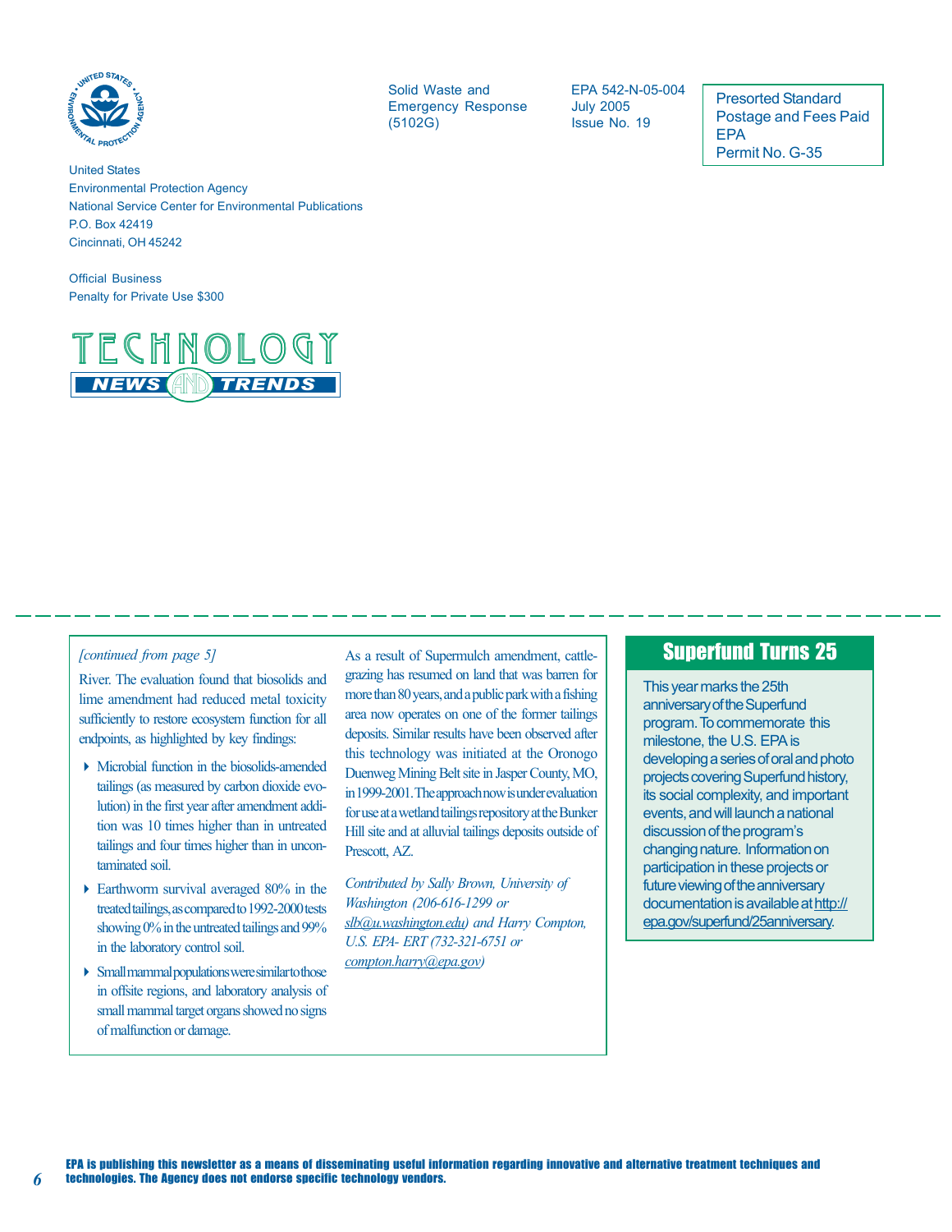Solid Waste and Emergency Response (5102G)

EPA 542-N-05-004
July 2005
Issue No. 19

Presorted Standard
Postage and Fees Paid
EPA
Permit No. G-35

United States
Environmental Protection Agency
National Service Center for Environmental Publications
P.O. Box 42419
Cincinnati, OH 45242

Official Business
Penalty for Private Use $300

# TECHNOLOGY NEWS AND TRENDS

*[continued from page 5]*

River. The evaluation found that biosolids and lime amendment had reduced metal toxicity sufficiently to restore ecosystem function for all endpoints, as highlighted by key findings:

- Microbial function in the biosolids-amended tailings (as measured by carbon dioxide evolution) in the first year after amendment addition was 10 times higher than in untreated tailings and four times higher than in uncontaminated soil.
- Earthworm survival averaged 80% in the treated tailings, as compared to 1992-2000 tests showing 0% in the untreated tailings and 99% in the laboratory control soil.
- Small mammal populations were similar to those in offsite regions, and laboratory analysis of small mammal target organs showed no signs of malfunction or damage.

As a result of Supermulch amendment, cattle-grazing has resumed on land that was barren for more than 80 years, and a public park with a fishing area now operates on one of the former tailings deposits. Similar results have been observed after this technology was initiated at the Oronogo Duenweg Mining Belt site in Jasper County, MO, in 1999-2001. The approach now is under evaluation for use at a wetland tailings repository at the Bunker Hill site and at alluvial tailings deposits outside of Prescott, AZ.

*Contributed by Sally Brown, University of Washington (206-616-1299 or slb@u.washington.edu) and Harry Compton, U.S. EPA- ERT (732-321-6751 or compton.harry@epa.gov)*

## Superfund Turns 25

This year marks the 25th anniversary of the Superfund program. To commemorate this milestone, the U.S. EPA is developing a series of oral and photo projects covering Superfund history, its social complexity, and important events, and will launch a national discussion of the program's changing nature. Information on participation in these projects or future viewing of the anniversary documentation is available at http://epa.gov/superfund/25anniversary.

**EPA is publishing this newsletter as a means of disseminating useful information regarding innovative and alternative treatment techniques and technologies. The Agency does not endorse specific technology vendors.**